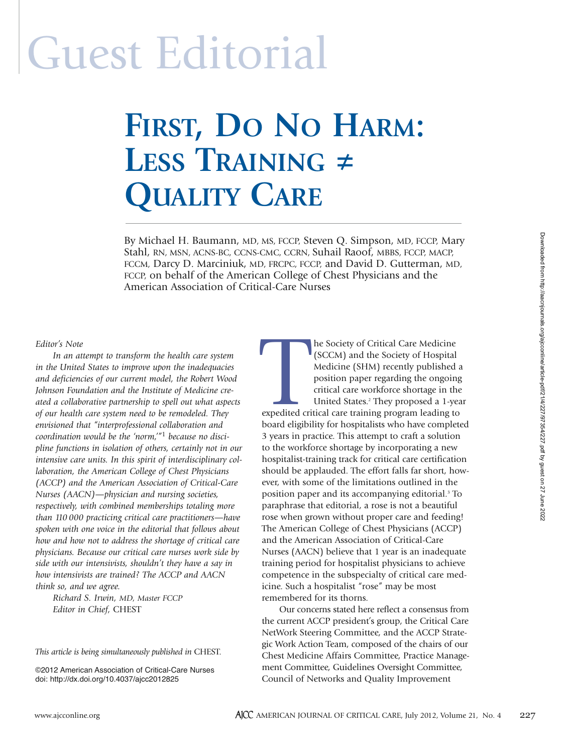# Guest Editorial

## First, Do No Harm: Less Training ≠ Quality Care

By Michael H. Baumann, MD, MS, FCCP, Steven Q. Simpson, MD, FCCP, Mary Stahl, RN, MSN, ACNS-BC, CCNS-CMC, CCRN, Suhail Raoof, MBBS, FCCP, MACP, FCCM, Darcy D. Marciniuk, MD, FRCPC, FCCP, and David D. Gutterman, MD, FCCP, on behalf of the American College of Chest Physicians and the American Association of Critical-Care Nurses

*Editor's Note*

*In an attempt to transform the health care system in the United States to improve upon the inadequacies and deficiencies of our current model, the Robert Wood Johnson Foundation and the Institute of Medicine created a collaborative partnership to spell out what aspects of our health care system need to be remodeled. They envisioned that "interprofessional collaboration and coordination would be the 'norm,'"[1] because no discipline functions in isolation of others, certainly not in our intensive care units. In this spirit of interdisciplinary collaboration, the American College of Chest Physicians (ACCP) and the American Association of Critical-Care Nurses (AACN)—physician and nursing societies, respectively, with combined memberships totaling more than 110 000 practicing critical care practitioners—have spoken with one voice in the editorial that follows about how and how not to address the shortage of critical care physicians. Because our critical care nurses work side by side with our intensivists, shouldn't they have a say in how intensivists are trained? The ACCP and AACN think so, and we agree.*

*Richard S. Irwin, MD, Master FCCP*
*Editor in Chief,* CHEST

*This article is being simultaneously published in* CHEST.

©2012 American Association of Critical-Care Nurses
doi: http://dx.doi.org/10.4037/ajcc2012825

The Society of Critical Care Medicine (SCCM) and the Society of Hospital Medicine (SHM) recently published a position paper regarding the ongoing critical care workforce shortage in the United States.[2] They proposed a 1-year expedited critical care training program leading to board eligibility for hospitalists who have completed 3 years in practice. This attempt to craft a solution to the workforce shortage by incorporating a new hospitalist-training track for critical care certification should be applauded. The effort falls far short, however, with some of the limitations outlined in the position paper and its accompanying editorial.[3] To paraphrase that editorial, a rose is not a beautiful rose when grown without proper care and feeding! The American College of Chest Physicians (ACCP) and the American Association of Critical-Care Nurses (AACN) believe that 1 year is an inadequate training period for hospitalist physicians to achieve competence in the subspecialty of critical care medicine. Such a hospitalist "rose" may be most remembered for its thorns.

Our concerns stated here reflect a consensus from the current ACCP president's group, the Critical Care NetWork Steering Committee, and the ACCP Strategic Work Action Team, composed of the chairs of our Chest Medicine Affairs Committee, Practice Management Committee, Guidelines Oversight Committee, Council of Networks and Quality Improvement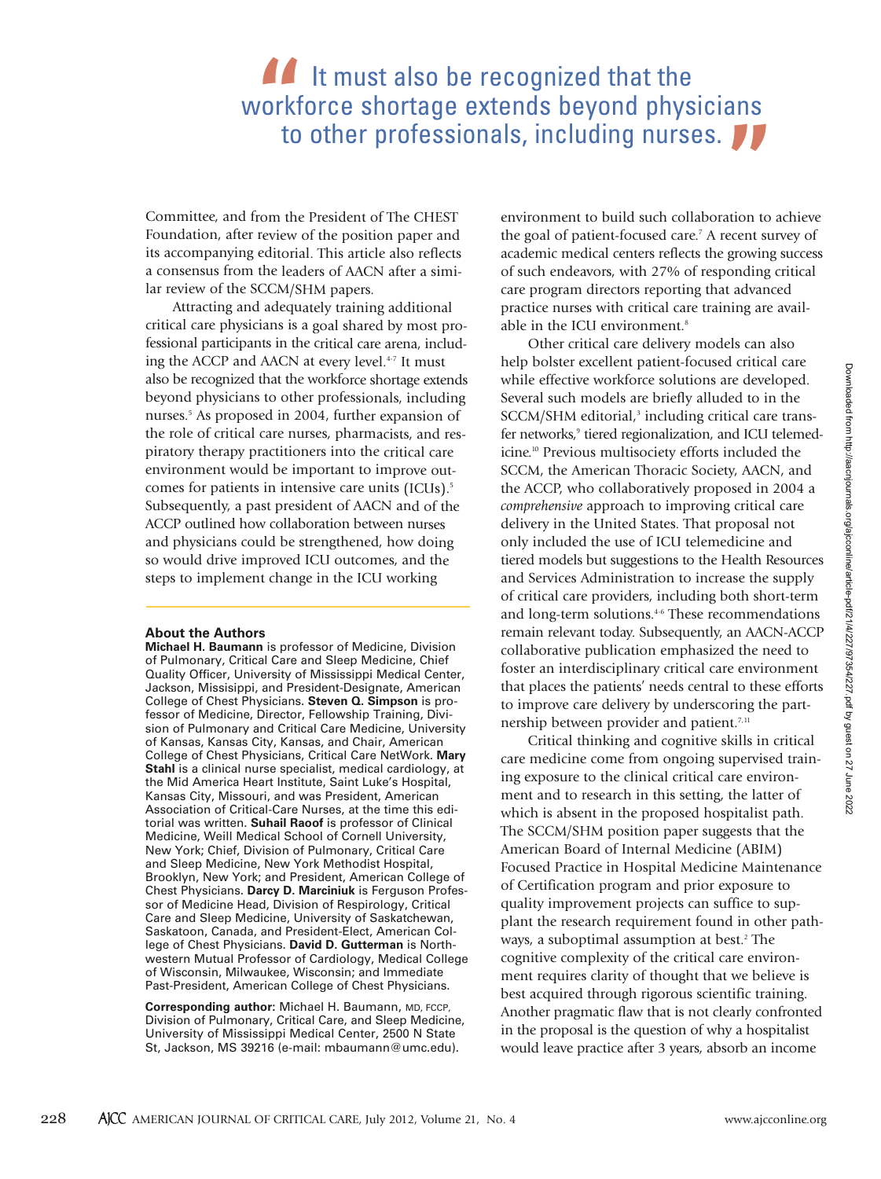> It must also be recognized that the workforce shortage extends beyond physicians to other professionals, including nurses.

Committee, and from the President of The CHEST Foundation, after review of the position paper and its accompanying editorial. This article also reflects a consensus from the leaders of AACN after a similar review of the SCCM/SHM papers.

Attracting and adequately training additional critical care physicians is a goal shared by most professional participants in the critical care arena, including the ACCP and AACN at every level.[4-7] It must also be recognized that the workforce shortage extends beyond physicians to other professionals, including nurses.[5] As proposed in 2004, further expansion of the role of critical care nurses, pharmacists, and respiratory therapy practitioners into the critical care environment would be important to improve outcomes for patients in intensive care units (ICUs).[5] Subsequently, a past president of AACN and of the ACCP outlined how collaboration between nurses and physicians could be strengthened, how doing so would drive improved ICU outcomes, and the steps to implement change in the ICU working environment to build such collaboration to achieve the goal of patient-focused care.[7] A recent survey of academic medical centers reflects the growing success of such endeavors, with 27% of responding critical care program directors reporting that advanced practice nurses with critical care training are available in the ICU environment.[8]

Other critical care delivery models can also help bolster excellent patient-focused critical care while effective workforce solutions are developed. Several such models are briefly alluded to in the SCCM/SHM editorial,[3] including critical care transfer networks,[9] tiered regionalization, and ICU telemedicine.[10] Previous multisociety efforts included the SCCM, the American Thoracic Society, AACN, and the ACCP, who collaboratively proposed in 2004 a *comprehensive* approach to improving critical care delivery in the United States. That proposal not only included the use of ICU telemedicine and tiered models but suggestions to the Health Resources and Services Administration to increase the supply of critical care providers, including both short-term and long-term solutions.[4-6] These recommendations remain relevant today. Subsequently, an AACN-ACCP collaborative publication emphasized the need to foster an interdisciplinary critical care environment that places the patients' needs central to these efforts to improve care delivery by underscoring the partnership between provider and patient.[7,11]

Critical thinking and cognitive skills in critical care medicine come from ongoing supervised training exposure to the clinical critical care environment and to research in this setting, the latter of which is absent in the proposed hospitalist path. The SCCM/SHM position paper suggests that the American Board of Internal Medicine (ABIM) Focused Practice in Hospital Medicine Maintenance of Certification program and prior exposure to quality improvement projects can suffice to supplant the research requirement found in other pathways, a suboptimal assumption at best.[2] The cognitive complexity of the critical care environment requires clarity of thought that we believe is best acquired through rigorous scientific training. Another pragmatic flaw that is not clearly confronted in the proposal is the question of why a hospitalist would leave practice after 3 years, absorb an income

### About the Authors

**Michael H. Baumann** is professor of Medicine, Division of Pulmonary, Critical Care and Sleep Medicine, Chief Quality Officer, University of Mississippi Medical Center, Jackson, Missisippi, and President-Designate, American College of Chest Physicians. **Steven Q. Simpson** is professor of Medicine, Director, Fellowship Training, Division of Pulmonary and Critical Care Medicine, University of Kansas, Kansas City, Kansas, and Chair, American College of Chest Physicians, Critical Care NetWork. **Mary Stahl** is a clinical nurse specialist, medical cardiology, at the Mid America Heart Institute, Saint Luke's Hospital, Kansas City, Missouri, and was President, American Association of Critical-Care Nurses, at the time this editorial was written. **Suhail Raoof** is professor of Clinical Medicine, Weill Medical School of Cornell University, New York; Chief, Division of Pulmonary, Critical Care and Sleep Medicine, New York Methodist Hospital, Brooklyn, New York; and President, American College of Chest Physicians. **Darcy D. Marciniuk** is Ferguson Professor of Medicine Head, Division of Respirology, Critical Care and Sleep Medicine, University of Saskatchewan, Saskatoon, Canada, and President-Elect, American College of Chest Physicians. **David D. Gutterman** is Northwestern Mutual Professor of Cardiology, Medical College of Wisconsin, Milwaukee, Wisconsin; and Immediate Past-President, American College of Chest Physicians.

**Corresponding author:** Michael H. Baumann, MD, FCCP, Division of Pulmonary, Critical Care, and Sleep Medicine, University of Mississippi Medical Center, 2500 N State St, Jackson, MS 39216 (e-mail: mbaumann@umc.edu).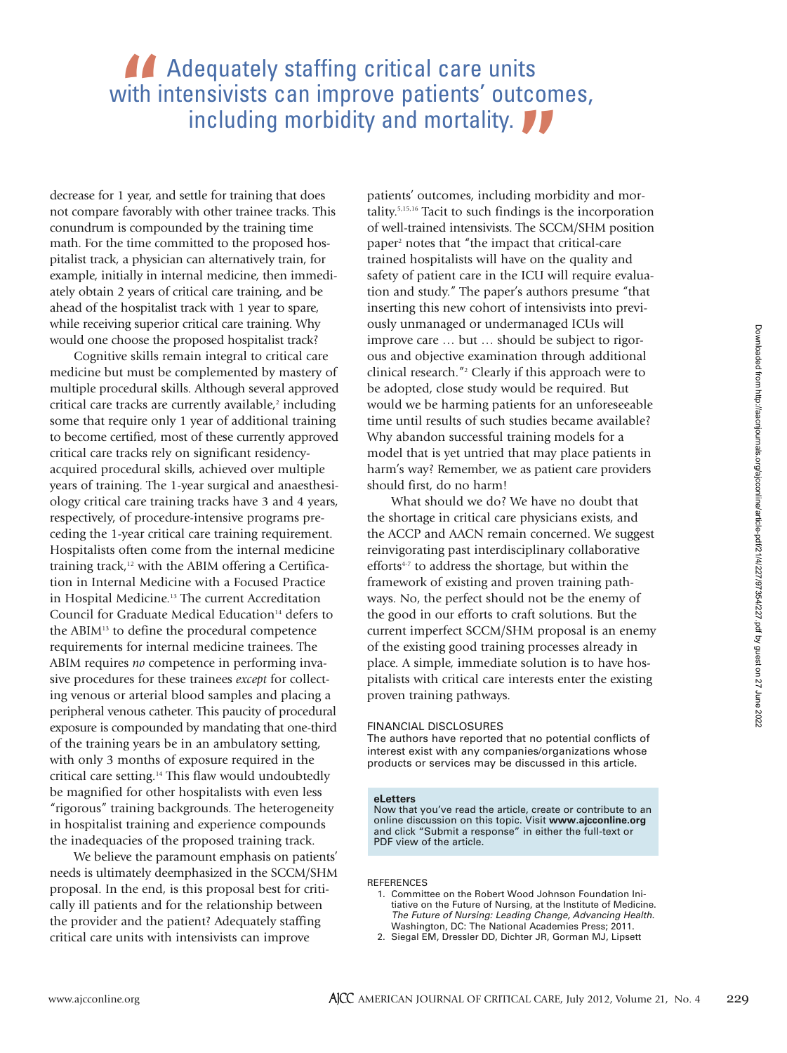> "Adequately staffing critical care units with intensivists can improve patients' outcomes, including morbidity and mortality."

decrease for 1 year, and settle for training that does not compare favorably with other trainee tracks. This conundrum is compounded by the training time math. For the time committed to the proposed hospitalist track, a physician can alternatively train, for example, initially in internal medicine, then immediately obtain 2 years of critical care training, and be ahead of the hospitalist track with 1 year to spare, while receiving superior critical care training. Why would one choose the proposed hospitalist track?

Cognitive skills remain integral to critical care medicine but must be complemented by mastery of multiple procedural skills. Although several approved critical care tracks are currently available,[2] including some that require only 1 year of additional training to become certified, most of these currently approved critical care tracks rely on significant residency-acquired procedural skills, achieved over multiple years of training. The 1-year surgical and anaesthesiology critical care training tracks have 3 and 4 years, respectively, of procedure-intensive programs preceding the 1-year critical care training requirement. Hospitalists often come from the internal medicine training track,[12] with the ABIM offering a Certification in Internal Medicine with a Focused Practice in Hospital Medicine.[13] The current Accreditation Council for Graduate Medical Education[14] defers to the ABIM[13] to define the procedural competence requirements for internal medicine trainees. The ABIM requires *no* competence in performing invasive procedures for these trainees *except* for collecting venous or arterial blood samples and placing a peripheral venous catheter. This paucity of procedural exposure is compounded by mandating that one-third of the training years be in an ambulatory setting, with only 3 months of exposure required in the critical care setting.[14] This flaw would undoubtedly be magnified for other hospitalists with even less "rigorous" training backgrounds. The heterogeneity in hospitalist training and experience compounds the inadequacies of the proposed training track.

We believe the paramount emphasis on patients' needs is ultimately deemphasized in the SCCM/SHM proposal. In the end, is this proposal best for critically ill patients and for the relationship between the provider and the patient? Adequately staffing critical care units with intensivists can improve patients' outcomes, including morbidity and mortality.[5,15,16] Tacit to such findings is the incorporation of well-trained intensivists. The SCCM/SHM position paper[2] notes that "the impact that critical-care trained hospitalists will have on the quality and safety of patient care in the ICU will require evaluation and study." The paper's authors presume "that inserting this new cohort of intensivists into previously unmanaged or undermanaged ICUs will improve care … but … should be subject to rigorous and objective examination through additional clinical research."[2] Clearly if this approach were to be adopted, close study would be required. But would we be harming patients for an unforeseeable time until results of such studies became available? Why abandon successful training models for a model that is yet untried that may place patients in harm's way? Remember, we as patient care providers should first, do no harm!

What should we do? We have no doubt that the shortage in critical care physicians exists, and the ACCP and AACN remain concerned. We suggest reinvigorating past interdisciplinary collaborative efforts[4-7] to address the shortage, but within the framework of existing and proven training pathways. No, the perfect should not be the enemy of the good in our efforts to craft solutions. But the current imperfect SCCM/SHM proposal is an enemy of the existing good training processes already in place. A simple, immediate solution is to have hospitalists with critical care interests enter the existing proven training pathways.

FINANCIAL DISCLOSURES

The authors have reported that no potential conflicts of interest exist with any companies/organizations whose products or services may be discussed in this article.

**eLetters**

Now that you've read the article, create or contribute to an online discussion on this topic. Visit **www.ajcconline.org** and click "Submit a response" in either the full-text or PDF view of the article.

REFERENCES

1. Committee on the Robert Wood Johnson Foundation Initiative on the Future of Nursing, at the Institute of Medicine. *The Future of Nursing: Leading Change, Advancing Health.* Washington, DC: The National Academies Press; 2011.
2. Siegal EM, Dressler DD, Dichter JR, Gorman MJ, Lipsett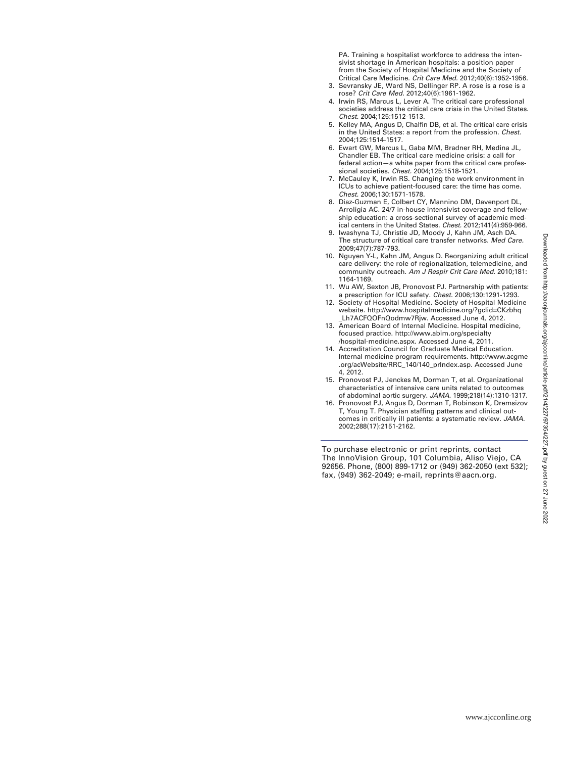PA. Training a hospitalist workforce to address the intensivist shortage in American hospitals: a position paper from the Society of Hospital Medicine and the Society of Critical Care Medicine. *Crit Care Med*. 2012;40(6):1952-1956.

3. Sevransky JE, Ward NS, Dellinger RP. A rose is a rose is a rose? *Crit Care Med*. 2012;40(6):1961-1962.
4. Irwin RS, Marcus L, Lever A. The critical care professional societies address the critical care crisis in the United States. *Chest*. 2004;125:1512-1513.
5. Kelley MA, Angus D, Chalfin DB, et al. The critical care crisis in the United States: a report from the profession. *Chest*. 2004;125:1514-1517.
6. Ewart GW, Marcus L, Gaba MM, Bradner RH, Medina JL, Chandler EB. The critical care medicine crisis: a call for federal action—a white paper from the critical care professional societies. *Chest*. 2004;125:1518-1521.
7. McCauley K, Irwin RS. Changing the work environment in ICUs to achieve patient-focused care: the time has come. *Chest*. 2006;130:1571-1578.
8. Diaz-Guzman E, Colbert CY, Mannino DM, Davenport DL, Arroligia AC. 24/7 in-house intensivist coverage and fellowship education: a cross-sectional survey of academic medical centers in the United States. *Chest*. 2012;141(4):959-966.
9. Iwashyna TJ, Christie JD, Moody J, Kahn JM, Asch DA. The structure of critical care transfer networks. *Med Care*. 2009;47(7):787-793.
10. Nguyen Y-L, Kahn JM, Angus D. Reorganizing adult critical care delivery: the role of regionalization, telemedicine, and community outreach. *Am J Respir Crit Care Med*. 2010;181:1164-1169.
11. Wu AW, Sexton JB, Pronovost PJ. Partnership with patients: a prescription for ICU safety. *Chest*. 2006;130:1291-1293.
12. Society of Hospital Medicine. Society of Hospital Medicine website. http://www.hospitalmedicine.org/?gclid=CKzbhq_Lh7ACFQOFnQodmw7Rjw. Accessed June 4, 2012.
13. American Board of Internal Medicine. Hospital medicine, focused practice. http://www.abim.org/specialty/hospital-medicine.aspx. Accessed June 4, 2011.
14. Accreditation Council for Graduate Medical Education. Internal medicine program requirements. http://www.acgme.org/acWebsite/RRC_140/140_prIndex.asp. Accessed June 4, 2012.
15. Pronovost PJ, Jenckes M, Dorman T, et al. Organizational characteristics of intensive care units related to outcomes of abdominal aortic surgery. *JAMA*. 1999;218(14):1310-1317.
16. Pronovost PJ, Angus D, Dorman T, Robinson K, Dremsizov T, Young T. Physician staffing patterns and clinical outcomes in critically ill patients: a systematic review. *JAMA*. 2002;288(17):2151-2162.

To purchase electronic or print reprints, contact The InnoVision Group, 101 Columbia, Aliso Viejo, CA 92656. Phone, (800) 899-1712 or (949) 362-2050 (ext 532); fax, (949) 362-2049; e-mail, reprints@aacn.org.